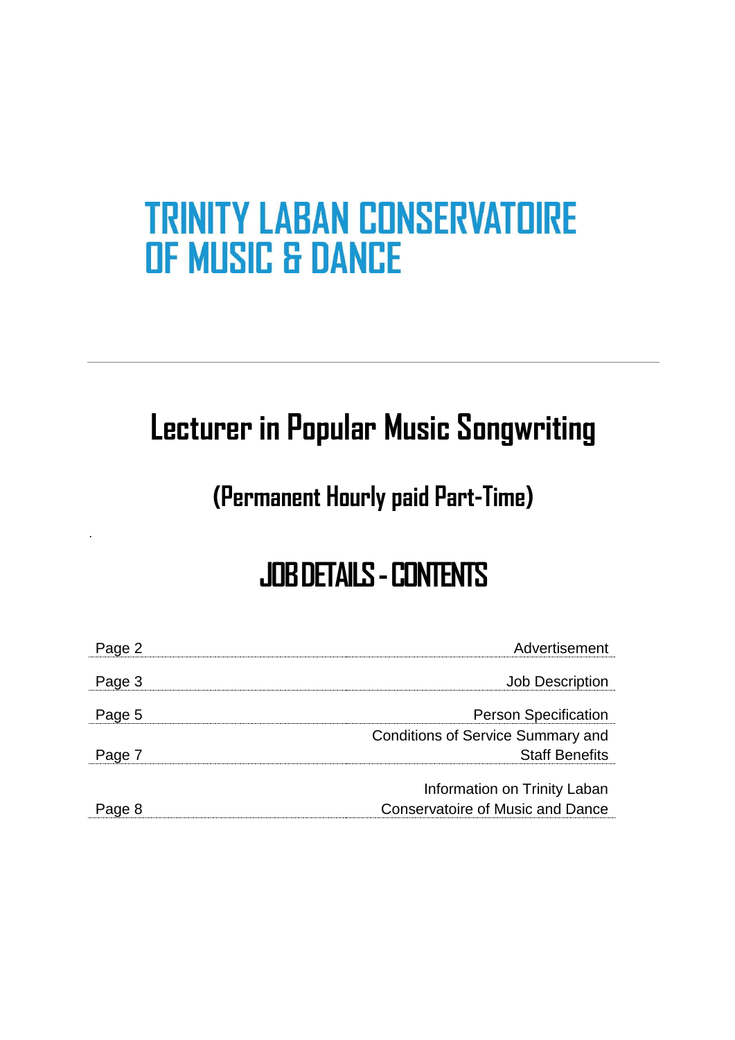# TRINITY LABAN CONSERVATOIRE OF MUSIC & DANCE

## Lecturer in Popular Music Songwriting

### (Permanent Hourly paid Part-Time)

## JOB DETAILS - CONTENTS

| | |
|---|---|
| Page 2 | Advertisement |
| Page 3 | Job Description |
| Page 5 | Person Specification |
| Page 7 | Conditions of Service Summary and Staff Benefits |
| Page 8 | Information on Trinity Laban Conservatoire of Music and Dance |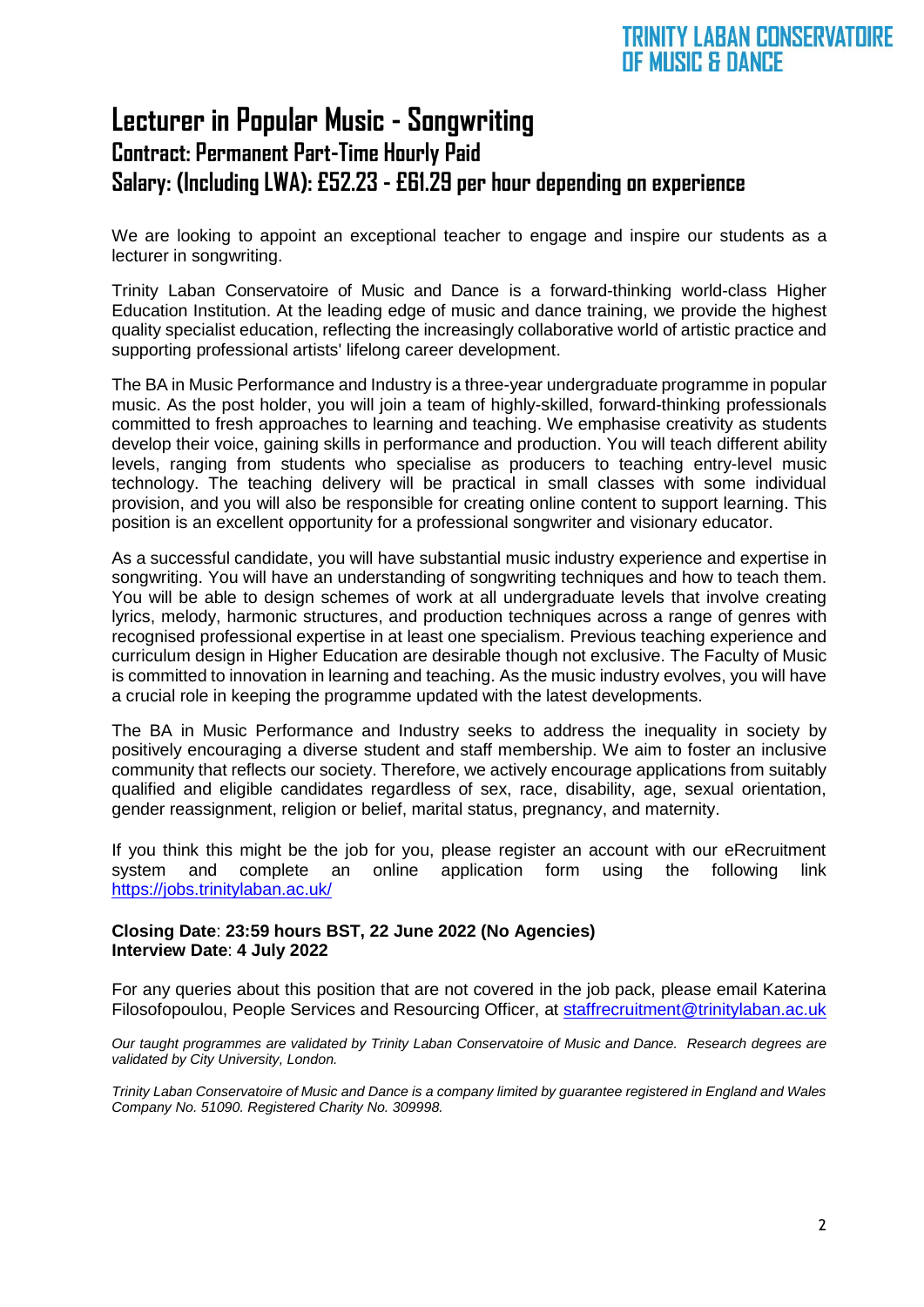# Lecturer in Popular Music - Songwriting

## Contract: Permanent Part-Time Hourly Paid

## Salary: (Including LWA): £52.23 - £61.29 per hour depending on experience

We are looking to appoint an exceptional teacher to engage and inspire our students as a lecturer in songwriting.

Trinity Laban Conservatoire of Music and Dance is a forward-thinking world-class Higher Education Institution. At the leading edge of music and dance training, we provide the highest quality specialist education, reflecting the increasingly collaborative world of artistic practice and supporting professional artists' lifelong career development.

The BA in Music Performance and Industry is a three-year undergraduate programme in popular music. As the post holder, you will join a team of highly-skilled, forward-thinking professionals committed to fresh approaches to learning and teaching. We emphasise creativity as students develop their voice, gaining skills in performance and production. You will teach different ability levels, ranging from students who specialise as producers to teaching entry-level music technology. The teaching delivery will be practical in small classes with some individual provision, and you will also be responsible for creating online content to support learning. This position is an excellent opportunity for a professional songwriter and visionary educator.

As a successful candidate, you will have substantial music industry experience and expertise in songwriting. You will have an understanding of songwriting techniques and how to teach them. You will be able to design schemes of work at all undergraduate levels that involve creating lyrics, melody, harmonic structures, and production techniques across a range of genres with recognised professional expertise in at least one specialism. Previous teaching experience and curriculum design in Higher Education are desirable though not exclusive. The Faculty of Music is committed to innovation in learning and teaching. As the music industry evolves, you will have a crucial role in keeping the programme updated with the latest developments.

The BA in Music Performance and Industry seeks to address the inequality in society by positively encouraging a diverse student and staff membership. We aim to foster an inclusive community that reflects our society. Therefore, we actively encourage applications from suitably qualified and eligible candidates regardless of sex, race, disability, age, sexual orientation, gender reassignment, religion or belief, marital status, pregnancy, and maternity.

If you think this might be the job for you, please register an account with our eRecruitment system and complete an online application form using the following link https://jobs.trinitylaban.ac.uk/

**Closing Date**: **23:59 hours BST, 22 June 2022 (No Agencies)**
**Interview Date**: **4 July 2022**

For any queries about this position that are not covered in the job pack, please email Katerina Filosofopoulou, People Services and Resourcing Officer, at staffrecruitment@trinitylaban.ac.uk

*Our taught programmes are validated by Trinity Laban Conservatoire of Music and Dance. Research degrees are validated by City University, London.*

*Trinity Laban Conservatoire of Music and Dance is a company limited by guarantee registered in England and Wales Company No. 51090. Registered Charity No. 309998.*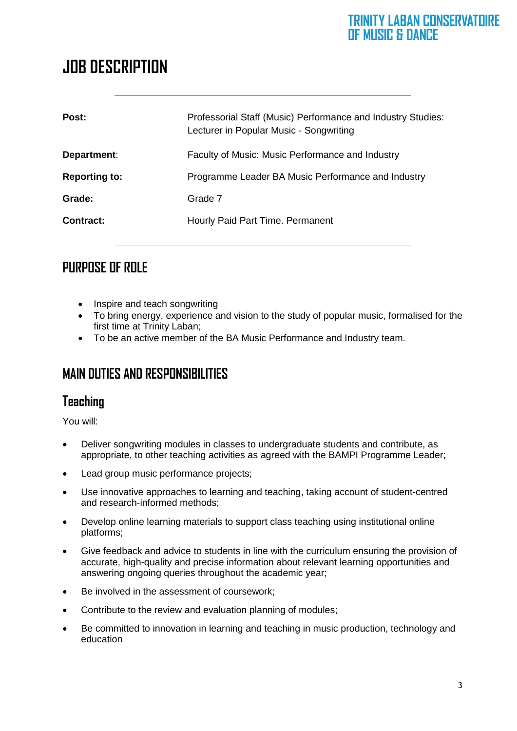# JOB DESCRIPTION

| | |
|---|---|
| **Post:** | Professorial Staff (Music) Performance and Industry Studies: Lecturer in Popular Music - Songwriting |
| **Department**: | Faculty of Music: Music Performance and Industry |
| **Reporting to:** | Programme Leader BA Music Performance and Industry |
| **Grade:** | Grade 7 |
| **Contract:** | Hourly Paid Part Time. Permanent |

## PURPOSE OF ROLE

- Inspire and teach songwriting
- To bring energy, experience and vision to the study of popular music, formalised for the first time at Trinity Laban;
- To be an active member of the BA Music Performance and Industry team.

## MAIN DUTIES AND RESPONSIBILITIES

### Teaching

You will:

- Deliver songwriting modules in classes to undergraduate students and contribute, as appropriate, to other teaching activities as agreed with the BAMPI Programme Leader;
- Lead group music performance projects;
- Use innovative approaches to learning and teaching, taking account of student-centred and research-informed methods;
- Develop online learning materials to support class teaching using institutional online platforms;
- Give feedback and advice to students in line with the curriculum ensuring the provision of accurate, high-quality and precise information about relevant learning opportunities and answering ongoing queries throughout the academic year;
- Be involved in the assessment of coursework;
- Contribute to the review and evaluation planning of modules;
- Be committed to innovation in learning and teaching in music production, technology and education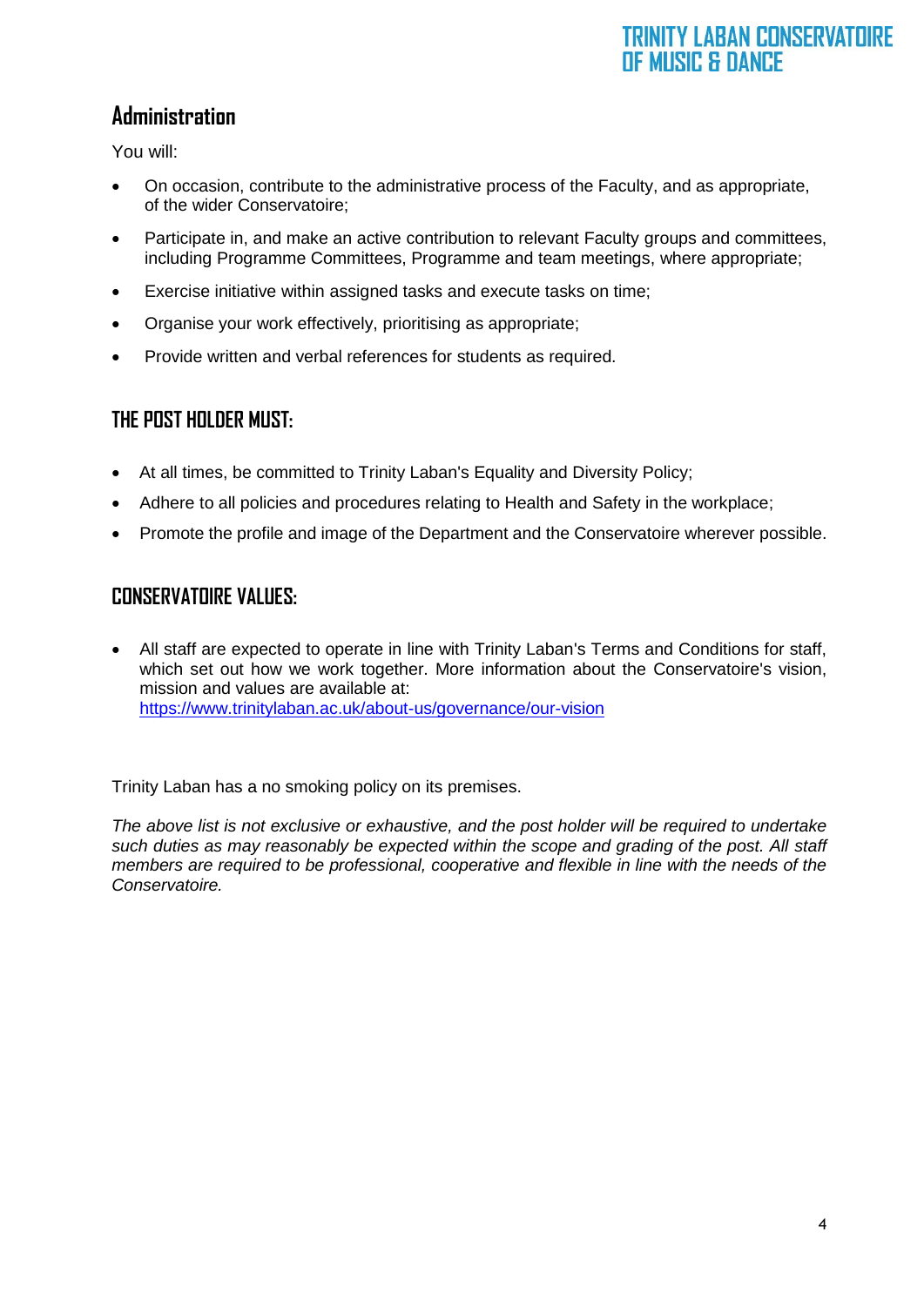## Administration

You will:

- On occasion, contribute to the administrative process of the Faculty, and as appropriate, of the wider Conservatoire;
- Participate in, and make an active contribution to relevant Faculty groups and committees, including Programme Committees, Programme and team meetings, where appropriate;
- Exercise initiative within assigned tasks and execute tasks on time;
- Organise your work effectively, prioritising as appropriate;
- Provide written and verbal references for students as required.

## THE POST HOLDER MUST:

- At all times, be committed to Trinity Laban's Equality and Diversity Policy;
- Adhere to all policies and procedures relating to Health and Safety in the workplace;
- Promote the profile and image of the Department and the Conservatoire wherever possible.

## CONSERVATOIRE VALUES:

- All staff are expected to operate in line with Trinity Laban's Terms and Conditions for staff, which set out how we work together. More information about the Conservatoire's vision, mission and values are available at: https://www.trinitylaban.ac.uk/about-us/governance/our-vision

Trinity Laban has a no smoking policy on its premises.

*The above list is not exclusive or exhaustive, and the post holder will be required to undertake such duties as may reasonably be expected within the scope and grading of the post. All staff members are required to be professional, cooperative and flexible in line with the needs of the Conservatoire.*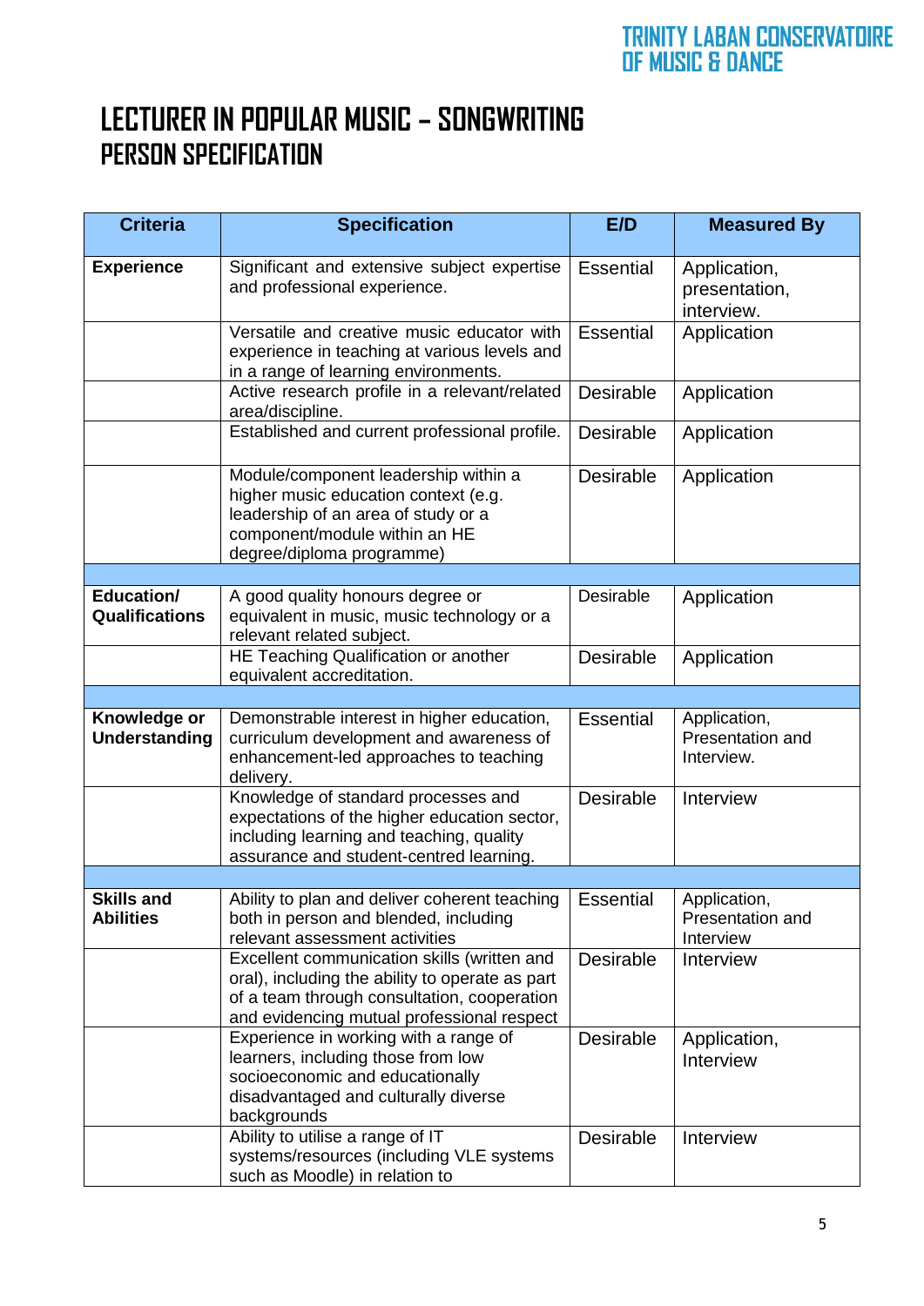# LECTURER IN POPULAR MUSIC – SONGWRITING
## PERSON SPECIFICATION

| Criteria | Specification | E/D | Measured By |
|---|---|---|---|
| **Experience** | Significant and extensive subject expertise and professional experience. | Essential | Application, presentation, interview. |
| | Versatile and creative music educator with experience in teaching at various levels and in a range of learning environments. | Essential | Application |
| | Active research profile in a relevant/related area/discipline. | Desirable | Application |
| | Established and current professional profile. | Desirable | Application |
| | Module/component leadership within a higher music education context (e.g. leadership of an area of study or a component/module within an HE degree/diploma programme) | Desirable | Application |
| | | | |
| **Education/ Qualifications** | A good quality honours degree or equivalent in music, music technology or a relevant related subject. | Desirable | Application |
| | HE Teaching Qualification or another equivalent accreditation. | Desirable | Application |
| | | | |
| **Knowledge or Understanding** | Demonstrable interest in higher education, curriculum development and awareness of enhancement-led approaches to teaching delivery. | Essential | Application, Presentation and Interview. |
| | Knowledge of standard processes and expectations of the higher education sector, including learning and teaching, quality assurance and student-centred learning. | Desirable | Interview |
| | | | |
| **Skills and Abilities** | Ability to plan and deliver coherent teaching both in person and blended, including relevant assessment activities | Essential | Application, Presentation and Interview |
| | Excellent communication skills (written and oral), including the ability to operate as part of a team through consultation, cooperation and evidencing mutual professional respect | Desirable | Interview |
| | Experience in working with a range of learners, including those from low socioeconomic and educationally disadvantaged and culturally diverse backgrounds | Desirable | Application, Interview |
| | Ability to utilise a range of IT systems/resources (including VLE systems such as Moodle) in relation to | Desirable | Interview |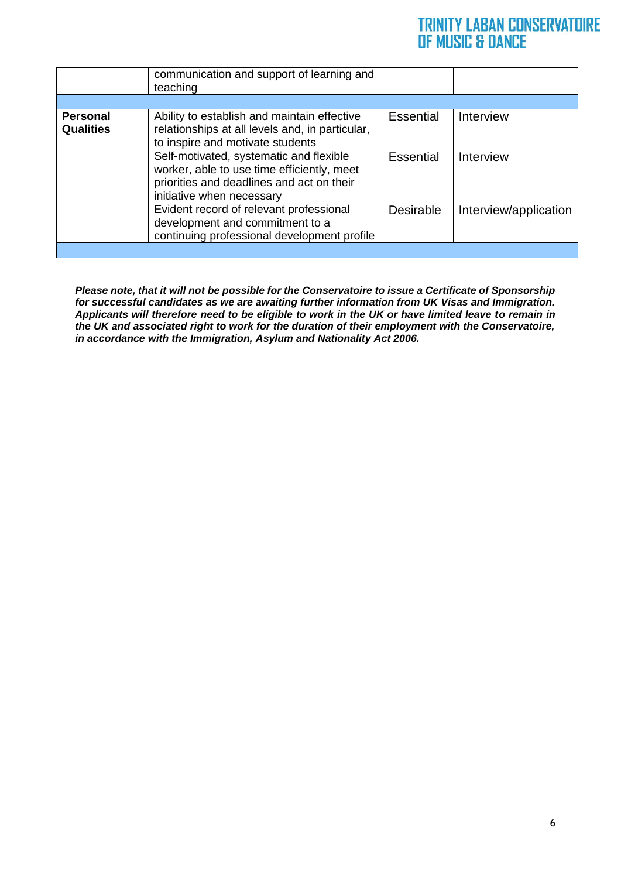| | | | |
|---|---|---|---|
| | communication and support of learning and teaching | | |
| | | | |
| **Personal Qualities** | Ability to establish and maintain effective relationships at all levels and, in particular, to inspire and motivate students | Essential | Interview |
| | Self-motivated, systematic and flexible worker, able to use time efficiently, meet priorities and deadlines and act on their initiative when necessary | Essential | Interview |
| | Evident record of relevant professional development and commitment to a continuing professional development profile | Desirable | Interview/application |
| | | | |

***Please note, that it will not be possible for the Conservatoire to issue a Certificate of Sponsorship for successful candidates as we are awaiting further information from UK Visas and Immigration. Applicants will therefore need to be eligible to work in the UK or have limited leave to remain in the UK and associated right to work for the duration of their employment with the Conservatoire, in accordance with the Immigration, Asylum and Nationality Act 2006.***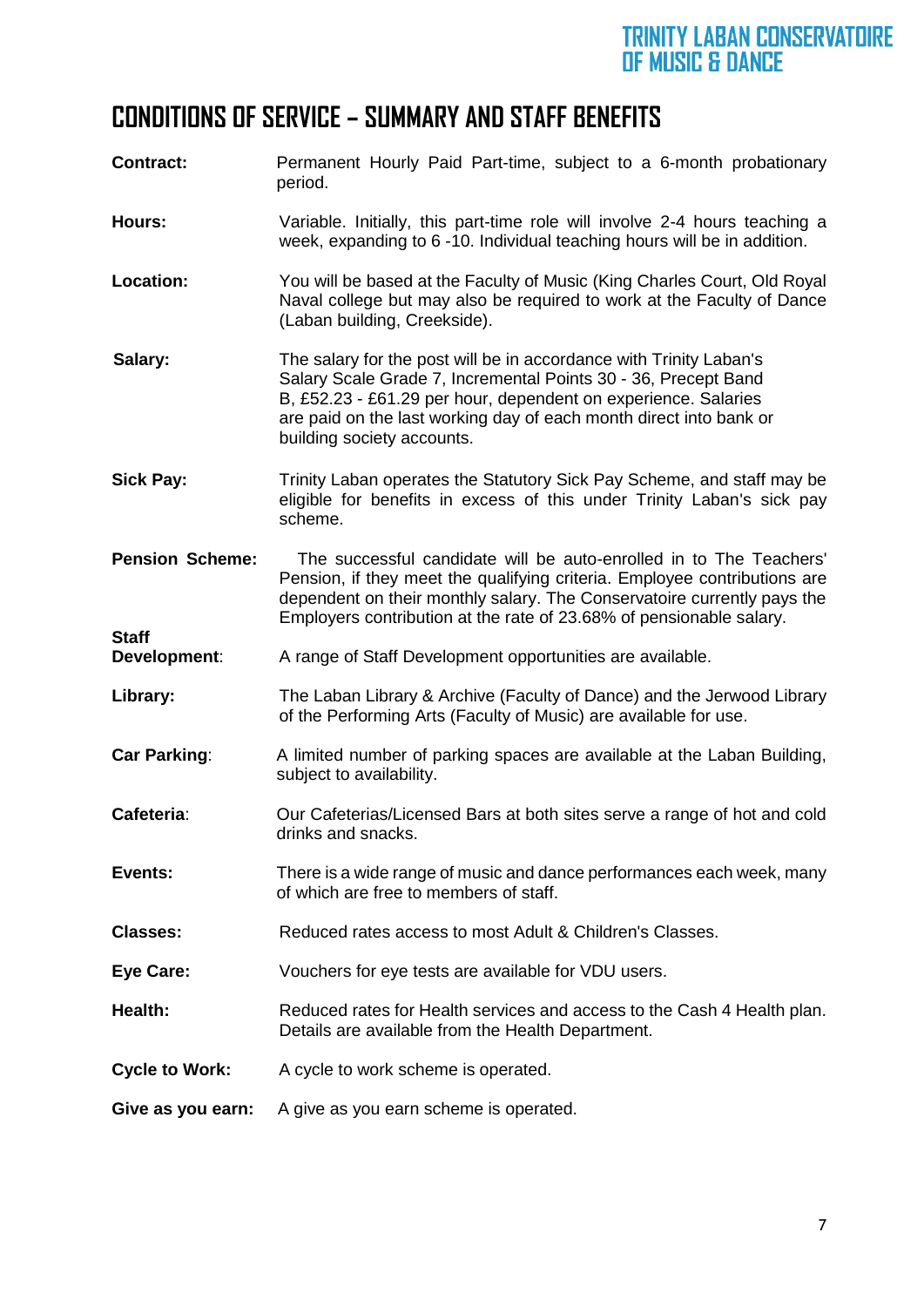# CONDITIONS OF SERVICE – SUMMARY AND STAFF BENEFITS

**Contract:** Permanent Hourly Paid Part-time, subject to a 6-month probationary period.

**Hours:** Variable. Initially, this part-time role will involve 2-4 hours teaching a week, expanding to 6 -10. Individual teaching hours will be in addition.

**Location:** You will be based at the Faculty of Music (King Charles Court, Old Royal Naval college but may also be required to work at the Faculty of Dance (Laban building, Creekside).

**Salary:** The salary for the post will be in accordance with Trinity Laban's Salary Scale Grade 7, Incremental Points 30 - 36, Precept Band B, £52.23 - £61.29 per hour, dependent on experience. Salaries are paid on the last working day of each month direct into bank or building society accounts.

**Sick Pay:** Trinity Laban operates the Statutory Sick Pay Scheme, and staff may be eligible for benefits in excess of this under Trinity Laban's sick pay scheme.

**Pension Scheme:** The successful candidate will be auto-enrolled in to The Teachers' Pension, if they meet the qualifying criteria. Employee contributions are dependent on their monthly salary. The Conservatoire currently pays the Employers contribution at the rate of 23.68% of pensionable salary.

**Staff Development:** A range of Staff Development opportunities are available.

**Library:** The Laban Library & Archive (Faculty of Dance) and the Jerwood Library of the Performing Arts (Faculty of Music) are available for use.

**Car Parking:** A limited number of parking spaces are available at the Laban Building, subject to availability.

**Cafeteria:** Our Cafeterias/Licensed Bars at both sites serve a range of hot and cold drinks and snacks.

**Events:** There is a wide range of music and dance performances each week, many of which are free to members of staff.

**Classes:** Reduced rates access to most Adult & Children's Classes.

**Eye Care:** Vouchers for eye tests are available for VDU users.

**Health:** Reduced rates for Health services and access to the Cash 4 Health plan. Details are available from the Health Department.

**Cycle to Work:** A cycle to work scheme is operated.

**Give as you earn:** A give as you earn scheme is operated.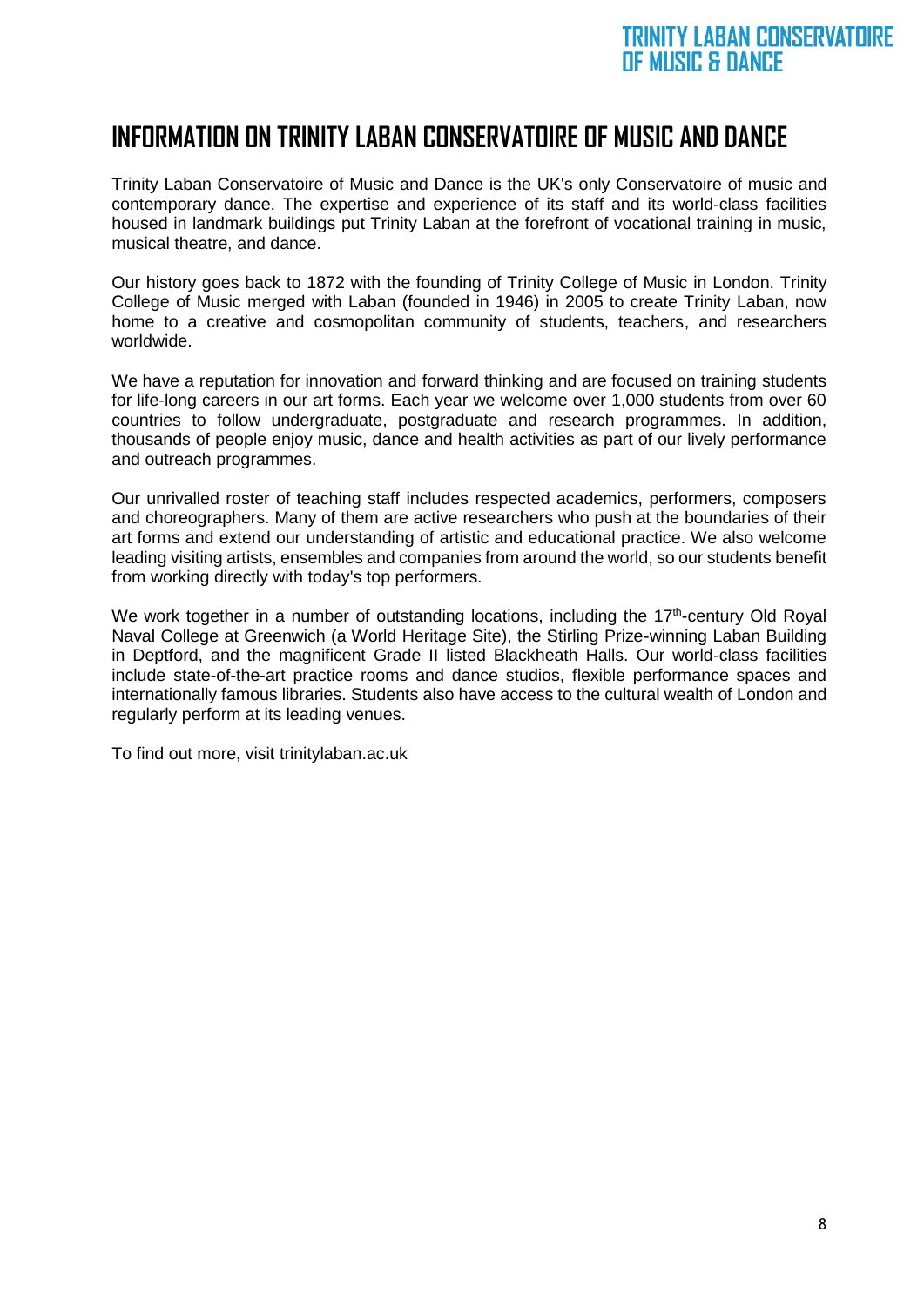# INFORMATION ON TRINITY LABAN CONSERVATOIRE OF MUSIC AND DANCE

Trinity Laban Conservatoire of Music and Dance is the UK's only Conservatoire of music and contemporary dance. The expertise and experience of its staff and its world-class facilities housed in landmark buildings put Trinity Laban at the forefront of vocational training in music, musical theatre, and dance.

Our history goes back to 1872 with the founding of Trinity College of Music in London. Trinity College of Music merged with Laban (founded in 1946) in 2005 to create Trinity Laban, now home to a creative and cosmopolitan community of students, teachers, and researchers worldwide.

We have a reputation for innovation and forward thinking and are focused on training students for life-long careers in our art forms. Each year we welcome over 1,000 students from over 60 countries to follow undergraduate, postgraduate and research programmes. In addition, thousands of people enjoy music, dance and health activities as part of our lively performance and outreach programmes.

Our unrivalled roster of teaching staff includes respected academics, performers, composers and choreographers. Many of them are active researchers who push at the boundaries of their art forms and extend our understanding of artistic and educational practice. We also welcome leading visiting artists, ensembles and companies from around the world, so our students benefit from working directly with today's top performers.

We work together in a number of outstanding locations, including the 17th-century Old Royal Naval College at Greenwich (a World Heritage Site), the Stirling Prize-winning Laban Building in Deptford, and the magnificent Grade II listed Blackheath Halls. Our world-class facilities include state-of-the-art practice rooms and dance studios, flexible performance spaces and internationally famous libraries. Students also have access to the cultural wealth of London and regularly perform at its leading venues.

To find out more, visit trinitylaban.ac.uk